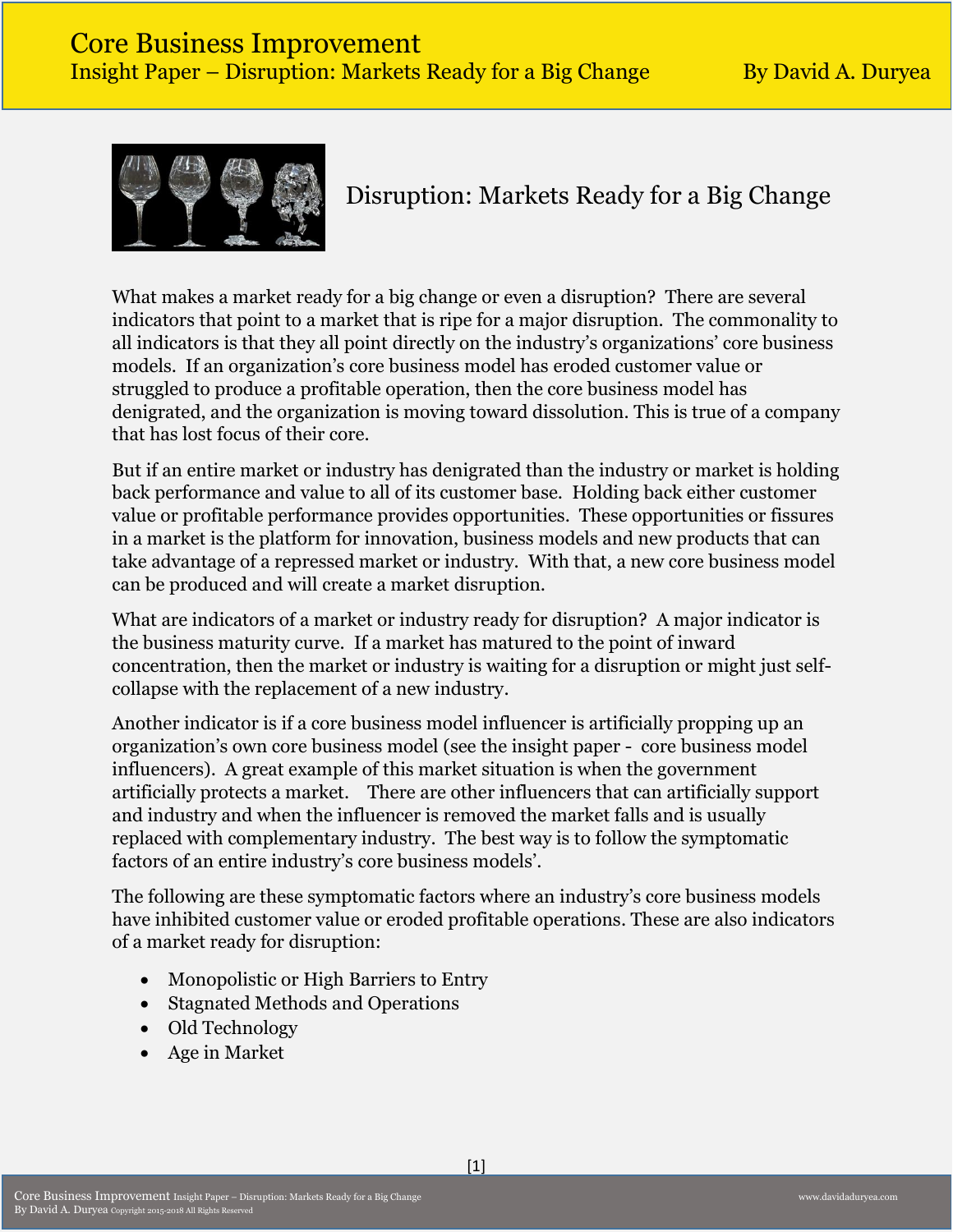# Disruption: Markets Ready for a Big Change

What makes a market ready for a big change or even a disruption? There are several indicators that point to a market that is ripe for a major disruption. The commonality to all indicators is that they all point directly on the industry's organizations' core business models. If an organization's core business model has eroded customer value or struggled to produce a profitable operation, then the core business model has denigrated, and the organization is moving toward dissolution. This is true of a company that has lost focus of their core.

But if an entire market or industry has denigrated than the industry or market is holding back performance and value to all of its customer base. Holding back either customer value or profitable performance provides opportunities. These opportunities or fissures in a market is the platform for innovation, business models and new products that can take advantage of a repressed market or industry. With that, a new core business model can be produced and will create a market disruption.

What are indicators of a market or industry ready for disruption? A major indicator is the business maturity curve. If a market has matured to the point of inward concentration, then the market or industry is waiting for a disruption or might just self-collapse with the replacement of a new industry.

Another indicator is if a core business model influencer is artificially propping up an organization's own core business model (see the insight paper - core business model influencers). A great example of this market situation is when the government artificially protects a market. There are other influencers that can artificially support and industry and when the influencer is removed the market falls and is usually replaced with complementary industry. The best way is to follow the symptomatic factors of an entire industry's core business models'.

The following are these symptomatic factors where an industry's core business models have inhibited customer value or eroded profitable operations. These are also indicators of a market ready for disruption:

- Monopolistic or High Barriers to Entry
- Stagnated Methods and Operations
- Old Technology
- Age in Market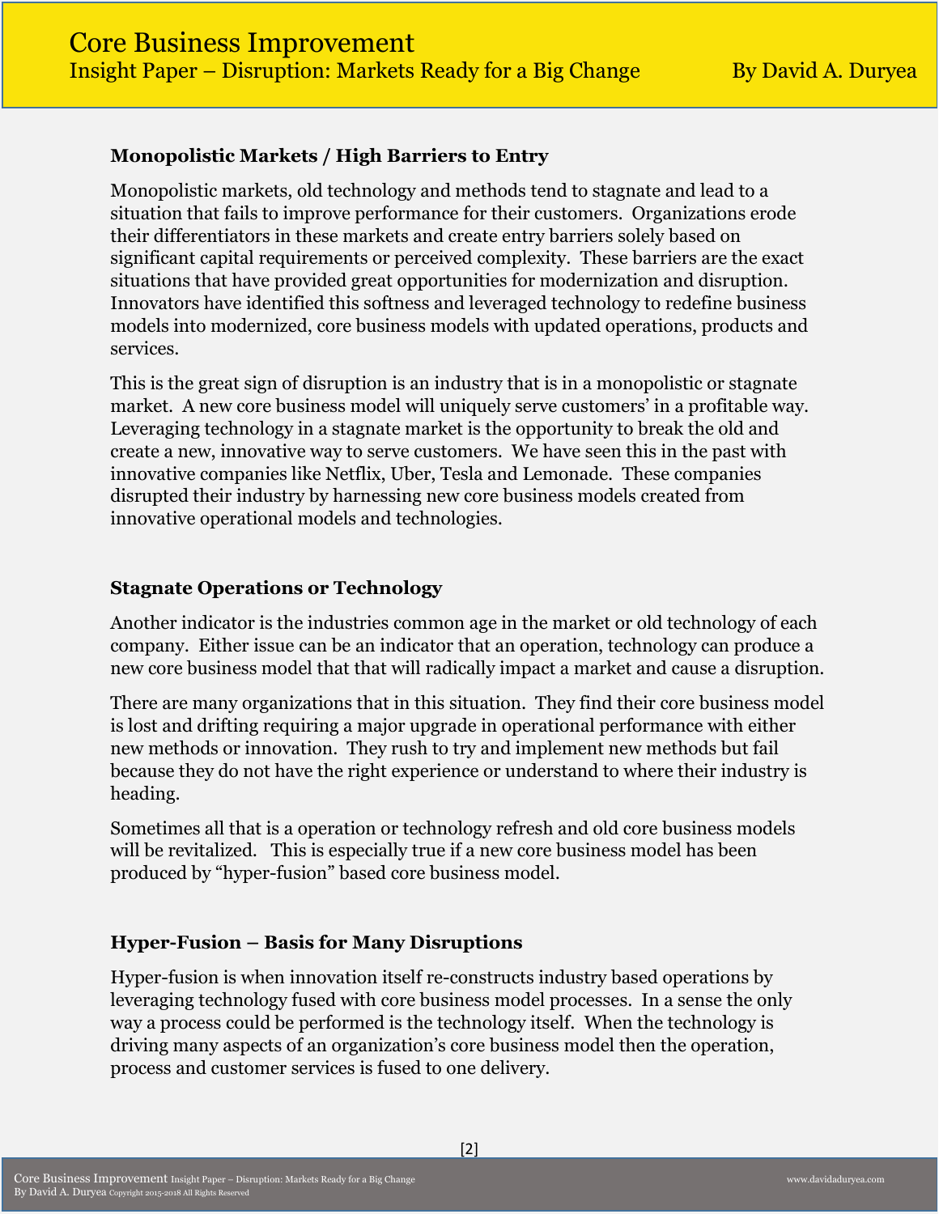**Monopolistic Markets / High Barriers to Entry**

Monopolistic markets, old technology and methods tend to stagnate and lead to a situation that fails to improve performance for their customers. Organizations erode their differentiators in these markets and create entry barriers solely based on significant capital requirements or perceived complexity. These barriers are the exact situations that have provided great opportunities for modernization and disruption. Innovators have identified this softness and leveraged technology to redefine business models into modernized, core business models with updated operations, products and services.

This is the great sign of disruption is an industry that is in a monopolistic or stagnate market. A new core business model will uniquely serve customers' in a profitable way. Leveraging technology in a stagnate market is the opportunity to break the old and create a new, innovative way to serve customers. We have seen this in the past with innovative companies like Netflix, Uber, Tesla and Lemonade. These companies disrupted their industry by harnessing new core business models created from innovative operational models and technologies.

**Stagnate Operations or Technology**

Another indicator is the industries common age in the market or old technology of each company. Either issue can be an indicator that an operation, technology can produce a new core business model that that will radically impact a market and cause a disruption.

There are many organizations that in this situation. They find their core business model is lost and drifting requiring a major upgrade in operational performance with either new methods or innovation. They rush to try and implement new methods but fail because they do not have the right experience or understand to where their industry is heading.

Sometimes all that is a operation or technology refresh and old core business models will be revitalized. This is especially true if a new core business model has been produced by "hyper-fusion" based core business model.

**Hyper-Fusion – Basis for Many Disruptions**

Hyper-fusion is when innovation itself re-constructs industry based operations by leveraging technology fused with core business model processes. In a sense the only way a process could be performed is the technology itself. When the technology is driving many aspects of an organization's core business model then the operation, process and customer services is fused to one delivery.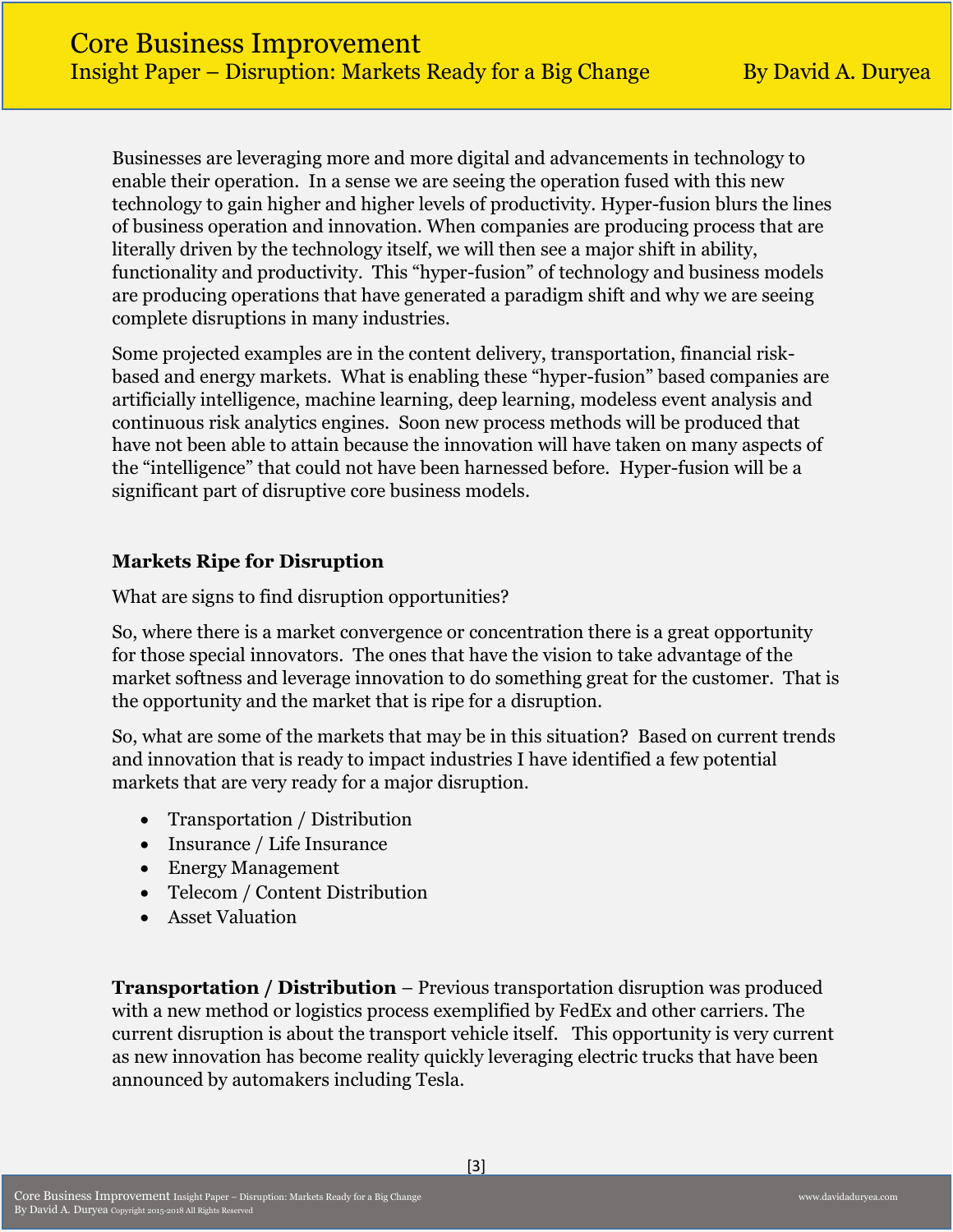Businesses are leveraging more and more digital and advancements in technology to enable their operation. In a sense we are seeing the operation fused with this new technology to gain higher and higher levels of productivity. Hyper-fusion blurs the lines of business operation and innovation. When companies are producing process that are literally driven by the technology itself, we will then see a major shift in ability, functionality and productivity. This "hyper-fusion" of technology and business models are producing operations that have generated a paradigm shift and why we are seeing complete disruptions in many industries.

Some projected examples are in the content delivery, transportation, financial risk-based and energy markets. What is enabling these "hyper-fusion" based companies are artificially intelligence, machine learning, deep learning, modeless event analysis and continuous risk analytics engines. Soon new process methods will be produced that have not been able to attain because the innovation will have taken on many aspects of the "intelligence" that could not have been harnessed before. Hyper-fusion will be a significant part of disruptive core business models.

## Markets Ripe for Disruption

What are signs to find disruption opportunities?

So, where there is a market convergence or concentration there is a great opportunity for those special innovators. The ones that have the vision to take advantage of the market softness and leverage innovation to do something great for the customer. That is the opportunity and the market that is ripe for a disruption.

So, what are some of the markets that may be in this situation? Based on current trends and innovation that is ready to impact industries I have identified a few potential markets that are very ready for a major disruption.

- Transportation / Distribution
- Insurance / Life Insurance
- Energy Management
- Telecom / Content Distribution
- Asset Valuation

**Transportation / Distribution** – Previous transportation disruption was produced with a new method or logistics process exemplified by FedEx and other carriers. The current disruption is about the transport vehicle itself. This opportunity is very current as new innovation has become reality quickly leveraging electric trucks that have been announced by automakers including Tesla.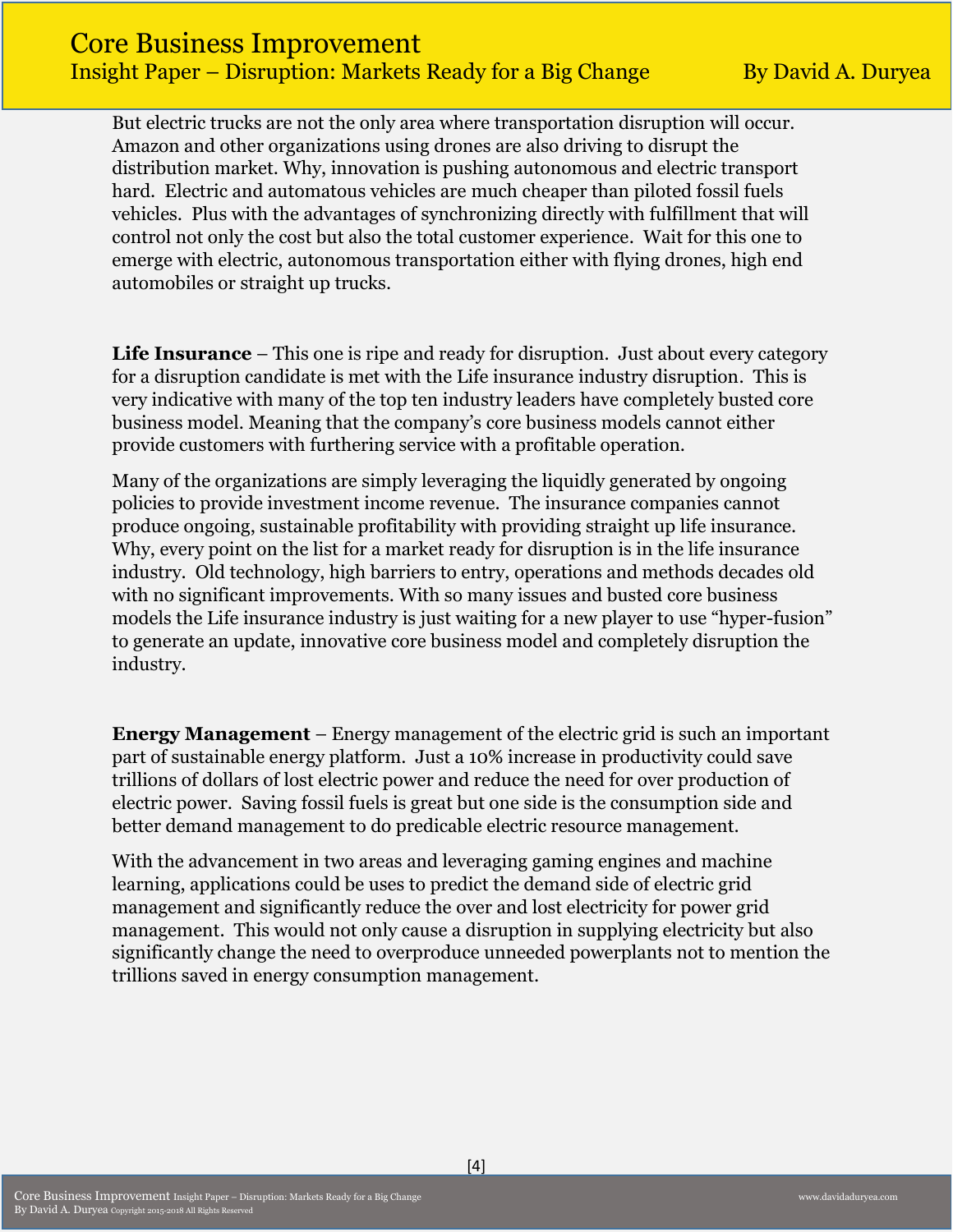But electric trucks are not the only area where transportation disruption will occur. Amazon and other organizations using drones are also driving to disrupt the distribution market. Why, innovation is pushing autonomous and electric transport hard. Electric and automatous vehicles are much cheaper than piloted fossil fuels vehicles. Plus with the advantages of synchronizing directly with fulfillment that will control not only the cost but also the total customer experience. Wait for this one to emerge with electric, autonomous transportation either with flying drones, high end automobiles or straight up trucks.

**Life Insurance** – This one is ripe and ready for disruption. Just about every category for a disruption candidate is met with the Life insurance industry disruption. This is very indicative with many of the top ten industry leaders have completely busted core business model. Meaning that the company's core business models cannot either provide customers with furthering service with a profitable operation.

Many of the organizations are simply leveraging the liquidly generated by ongoing policies to provide investment income revenue. The insurance companies cannot produce ongoing, sustainable profitability with providing straight up life insurance. Why, every point on the list for a market ready for disruption is in the life insurance industry. Old technology, high barriers to entry, operations and methods decades old with no significant improvements. With so many issues and busted core business models the Life insurance industry is just waiting for a new player to use "hyper-fusion" to generate an update, innovative core business model and completely disruption the industry.

**Energy Management** – Energy management of the electric grid is such an important part of sustainable energy platform. Just a 10% increase in productivity could save trillions of dollars of lost electric power and reduce the need for over production of electric power. Saving fossil fuels is great but one side is the consumption side and better demand management to do predicable electric resource management.

With the advancement in two areas and leveraging gaming engines and machine learning, applications could be uses to predict the demand side of electric grid management and significantly reduce the over and lost electricity for power grid management. This would not only cause a disruption in supplying electricity but also significantly change the need to overproduce unneeded powerplants not to mention the trillions saved in energy consumption management.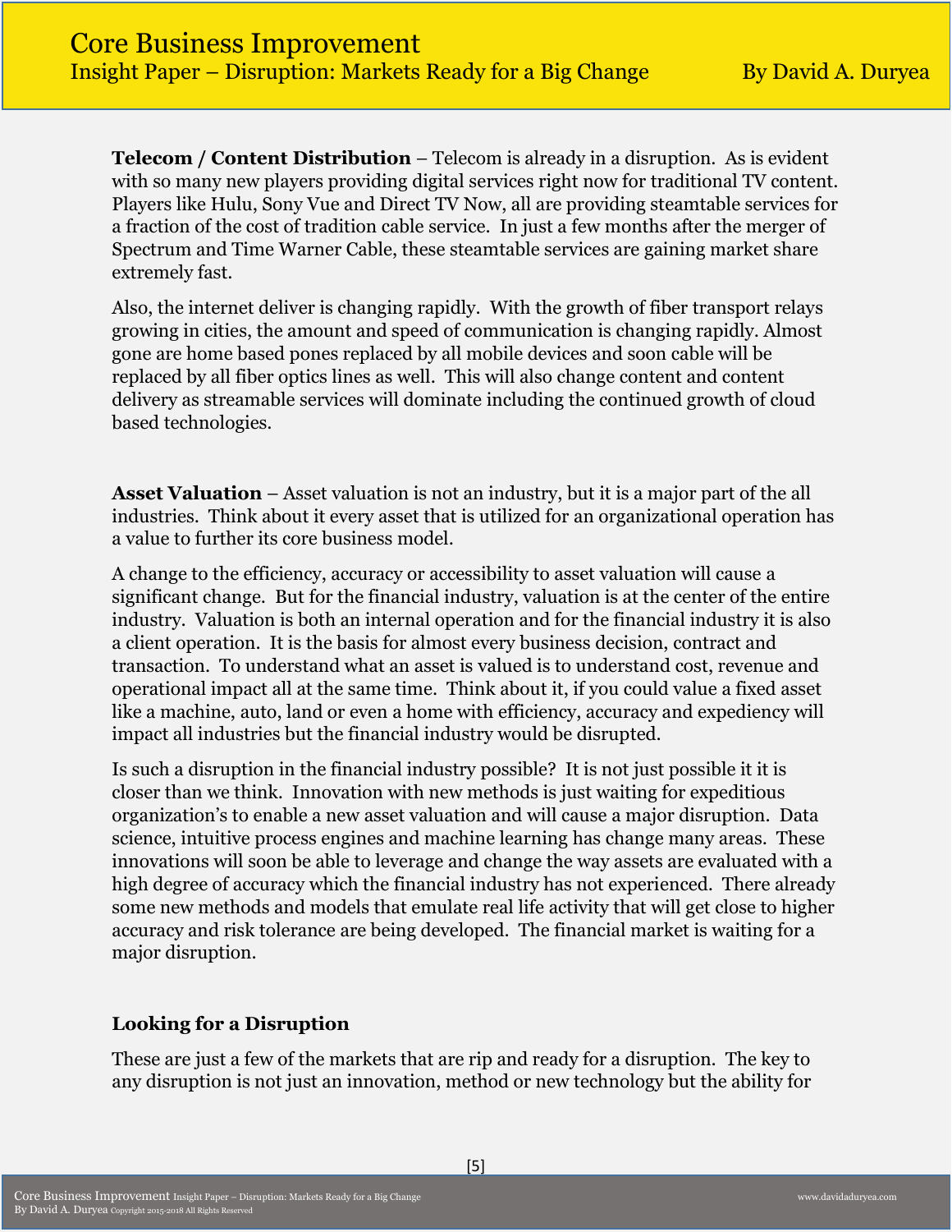**Telecom / Content Distribution** – Telecom is already in a disruption. As is evident with so many new players providing digital services right now for traditional TV content. Players like Hulu, Sony Vue and Direct TV Now, all are providing steamtable services for a fraction of the cost of tradition cable service. In just a few months after the merger of Spectrum and Time Warner Cable, these steamtable services are gaining market share extremely fast.

Also, the internet deliver is changing rapidly. With the growth of fiber transport relays growing in cities, the amount and speed of communication is changing rapidly. Almost gone are home based pones replaced by all mobile devices and soon cable will be replaced by all fiber optics lines as well. This will also change content and content delivery as streamable services will dominate including the continued growth of cloud based technologies.

**Asset Valuation** – Asset valuation is not an industry, but it is a major part of the all industries. Think about it every asset that is utilized for an organizational operation has a value to further its core business model.

A change to the efficiency, accuracy or accessibility to asset valuation will cause a significant change. But for the financial industry, valuation is at the center of the entire industry. Valuation is both an internal operation and for the financial industry it is also a client operation. It is the basis for almost every business decision, contract and transaction. To understand what an asset is valued is to understand cost, revenue and operational impact all at the same time. Think about it, if you could value a fixed asset like a machine, auto, land or even a home with efficiency, accuracy and expediency will impact all industries but the financial industry would be disrupted.

Is such a disruption in the financial industry possible? It is not just possible it it is closer than we think. Innovation with new methods is just waiting for expeditious organization's to enable a new asset valuation and will cause a major disruption. Data science, intuitive process engines and machine learning has change many areas. These innovations will soon be able to leverage and change the way assets are evaluated with a high degree of accuracy which the financial industry has not experienced. There already some new methods and models that emulate real life activity that will get close to higher accuracy and risk tolerance are being developed. The financial market is waiting for a major disruption.

### Looking for a Disruption

These are just a few of the markets that are rip and ready for a disruption. The key to any disruption is not just an innovation, method or new technology but the ability for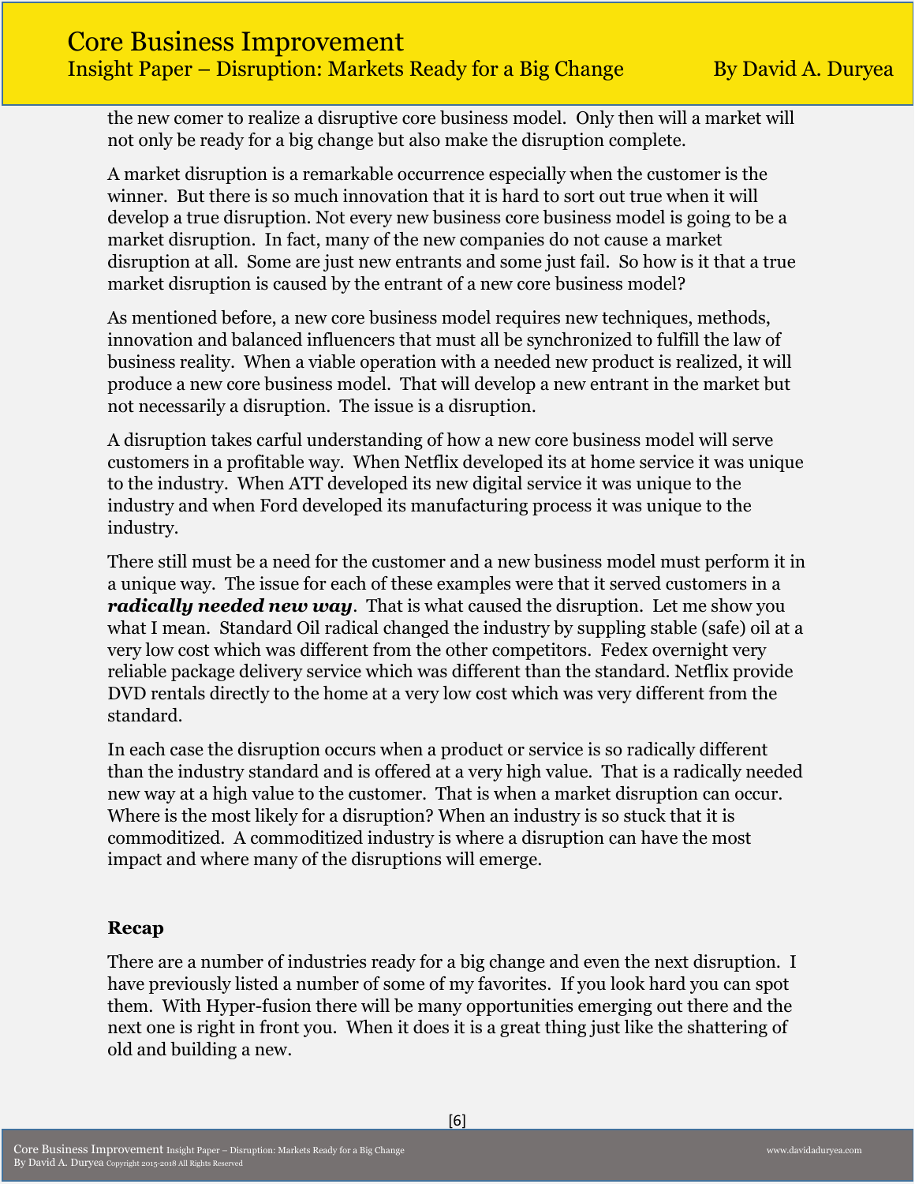the new comer to realize a disruptive core business model. Only then will a market will not only be ready for a big change but also make the disruption complete.

A market disruption is a remarkable occurrence especially when the customer is the winner. But there is so much innovation that it is hard to sort out true when it will develop a true disruption. Not every new business core business model is going to be a market disruption. In fact, many of the new companies do not cause a market disruption at all. Some are just new entrants and some just fail. So how is it that a true market disruption is caused by the entrant of a new core business model?

As mentioned before, a new core business model requires new techniques, methods, innovation and balanced influencers that must all be synchronized to fulfill the law of business reality. When a viable operation with a needed new product is realized, it will produce a new core business model. That will develop a new entrant in the market but not necessarily a disruption. The issue is a disruption.

A disruption takes carful understanding of how a new core business model will serve customers in a profitable way. When Netflix developed its at home service it was unique to the industry. When ATT developed its new digital service it was unique to the industry and when Ford developed its manufacturing process it was unique to the industry.

There still must be a need for the customer and a new business model must perform it in a unique way. The issue for each of these examples were that it served customers in a ***radically needed new way***. That is what caused the disruption. Let me show you what I mean. Standard Oil radical changed the industry by suppling stable (safe) oil at a very low cost which was different from the other competitors. Fedex overnight very reliable package delivery service which was different than the standard. Netflix provide DVD rentals directly to the home at a very low cost which was very different from the standard.

In each case the disruption occurs when a product or service is so radically different than the industry standard and is offered at a very high value. That is a radically needed new way at a high value to the customer. That is when a market disruption can occur. Where is the most likely for a disruption? When an industry is so stuck that it is commoditized. A commoditized industry is where a disruption can have the most impact and where many of the disruptions will emerge.

**Recap**

There are a number of industries ready for a big change and even the next disruption. I have previously listed a number of some of my favorites. If you look hard you can spot them. With Hyper-fusion there will be many opportunities emerging out there and the next one is right in front you. When it does it is a great thing just like the shattering of old and building a new.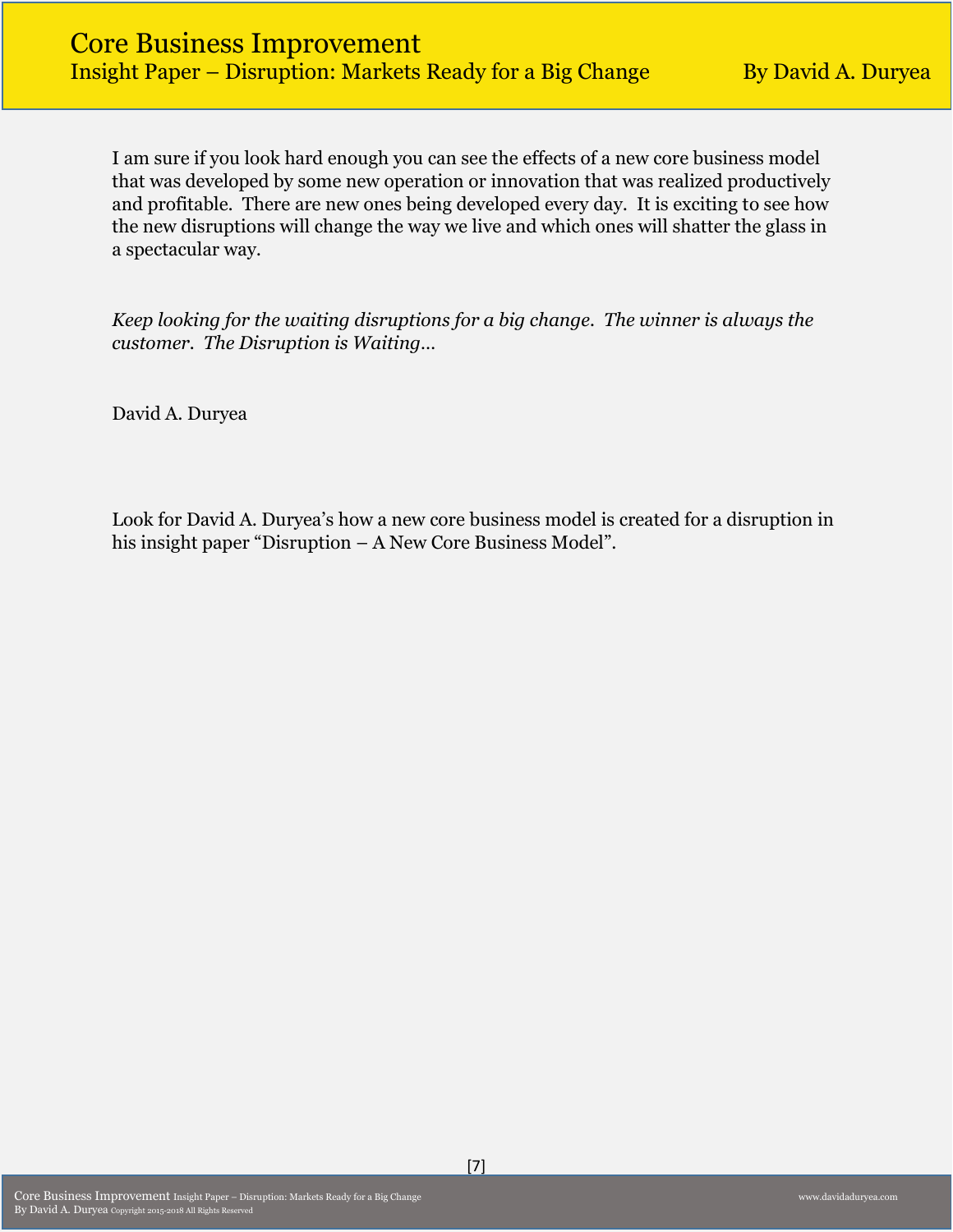I am sure if you look hard enough you can see the effects of a new core business model that was developed by some new operation or innovation that was realized productively and profitable. There are new ones being developed every day. It is exciting to see how the new disruptions will change the way we live and which ones will shatter the glass in a spectacular way.

*Keep looking for the waiting disruptions for a big change. The winner is always the customer. The Disruption is Waiting…*

David A. Duryea

Look for David A. Duryea's how a new core business model is created for a disruption in his insight paper "Disruption – A New Core Business Model".